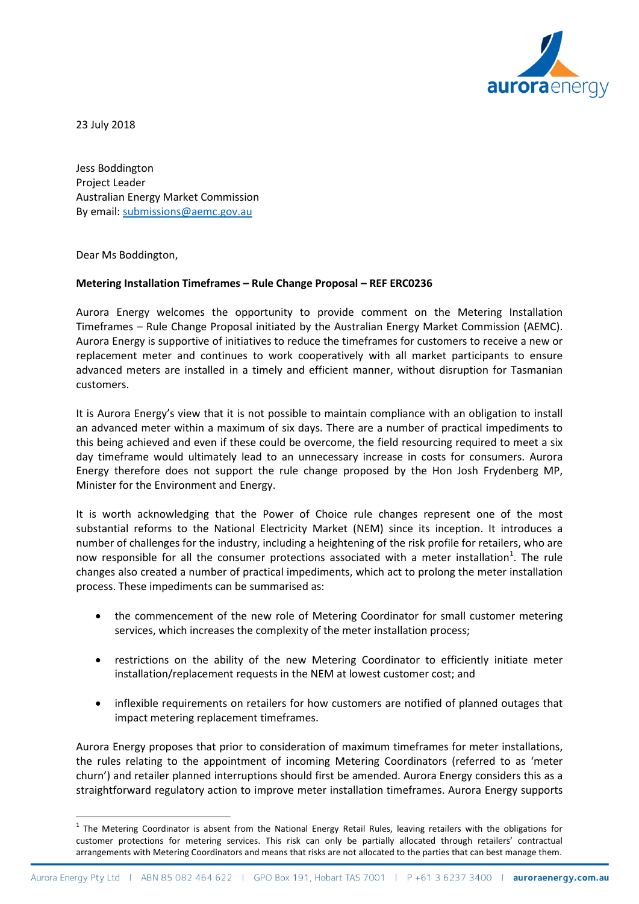23 July 2018

Jess Boddington
Project Leader
Australian Energy Market Commission
By email: submissions@aemc.gov.au

Dear Ms Boddington,

**Metering Installation Timeframes – Rule Change Proposal – REF ERC0236**

Aurora Energy welcomes the opportunity to provide comment on the Metering Installation Timeframes – Rule Change Proposal initiated by the Australian Energy Market Commission (AEMC). Aurora Energy is supportive of initiatives to reduce the timeframes for customers to receive a new or replacement meter and continues to work cooperatively with all market participants to ensure advanced meters are installed in a timely and efficient manner, without disruption for Tasmanian customers.

It is Aurora Energy's view that it is not possible to maintain compliance with an obligation to install an advanced meter within a maximum of six days. There are a number of practical impediments to this being achieved and even if these could be overcome, the field resourcing required to meet a six day timeframe would ultimately lead to an unnecessary increase in costs for consumers. Aurora Energy therefore does not support the rule change proposed by the Hon Josh Frydenberg MP, Minister for the Environment and Energy.

It is worth acknowledging that the Power of Choice rule changes represent one of the most substantial reforms to the National Electricity Market (NEM) since its inception. It introduces a number of challenges for the industry, including a heightening of the risk profile for retailers, who are now responsible for all the consumer protections associated with a meter installation[1]. The rule changes also created a number of practical impediments, which act to prolong the meter installation process. These impediments can be summarised as:

- the commencement of the new role of Metering Coordinator for small customer metering services, which increases the complexity of the meter installation process;
- restrictions on the ability of the new Metering Coordinator to efficiently initiate meter installation/replacement requests in the NEM at lowest customer cost; and
- inflexible requirements on retailers for how customers are notified of planned outages that impact metering replacement timeframes.

Aurora Energy proposes that prior to consideration of maximum timeframes for meter installations, the rules relating to the appointment of incoming Metering Coordinators (referred to as 'meter churn') and retailer planned interruptions should first be amended. Aurora Energy considers this as a straightforward regulatory action to improve meter installation timeframes. Aurora Energy supports

[1] The Metering Coordinator is absent from the National Energy Retail Rules, leaving retailers with the obligations for customer protections for metering services. This risk can only be partially allocated through retailers' contractual arrangements with Metering Coordinators and means that risks are not allocated to the parties that can best manage them.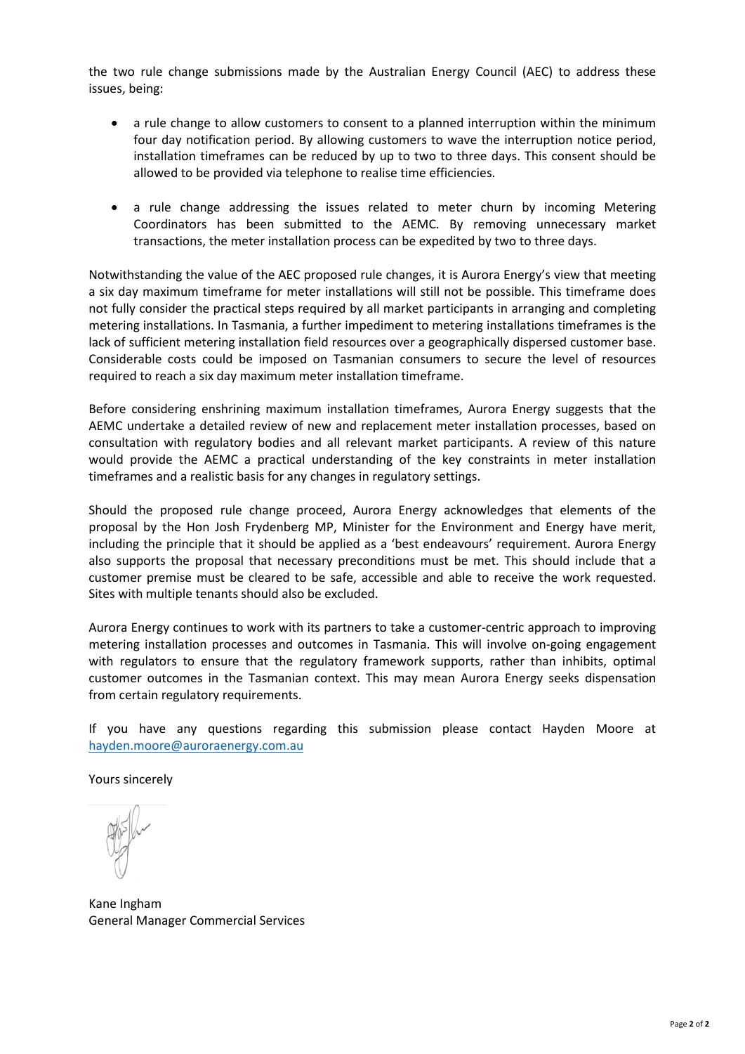the two rule change submissions made by the Australian Energy Council (AEC) to address these issues, being:

- a rule change to allow customers to consent to a planned interruption within the minimum four day notification period. By allowing customers to wave the interruption notice period, installation timeframes can be reduced by up to two to three days. This consent should be allowed to be provided via telephone to realise time efficiencies.

- a rule change addressing the issues related to meter churn by incoming Metering Coordinators has been submitted to the AEMC. By removing unnecessary market transactions, the meter installation process can be expedited by two to three days.

Notwithstanding the value of the AEC proposed rule changes, it is Aurora Energy's view that meeting a six day maximum timeframe for meter installations will still not be possible. This timeframe does not fully consider the practical steps required by all market participants in arranging and completing metering installations. In Tasmania, a further impediment to metering installations timeframes is the lack of sufficient metering installation field resources over a geographically dispersed customer base. Considerable costs could be imposed on Tasmanian consumers to secure the level of resources required to reach a six day maximum meter installation timeframe.

Before considering enshrining maximum installation timeframes, Aurora Energy suggests that the AEMC undertake a detailed review of new and replacement meter installation processes, based on consultation with regulatory bodies and all relevant market participants. A review of this nature would provide the AEMC a practical understanding of the key constraints in meter installation timeframes and a realistic basis for any changes in regulatory settings.

Should the proposed rule change proceed, Aurora Energy acknowledges that elements of the proposal by the Hon Josh Frydenberg MP, Minister for the Environment and Energy have merit, including the principle that it should be applied as a 'best endeavours' requirement. Aurora Energy also supports the proposal that necessary preconditions must be met. This should include that a customer premise must be cleared to be safe, accessible and able to receive the work requested. Sites with multiple tenants should also be excluded.

Aurora Energy continues to work with its partners to take a customer-centric approach to improving metering installation processes and outcomes in Tasmania. This will involve on-going engagement with regulators to ensure that the regulatory framework supports, rather than inhibits, optimal customer outcomes in the Tasmanian context. This may mean Aurora Energy seeks dispensation from certain regulatory requirements.

If you have any questions regarding this submission please contact Hayden Moore at hayden.moore@auroraenergy.com.au

Yours sincerely

Kane Ingham
General Manager Commercial Services